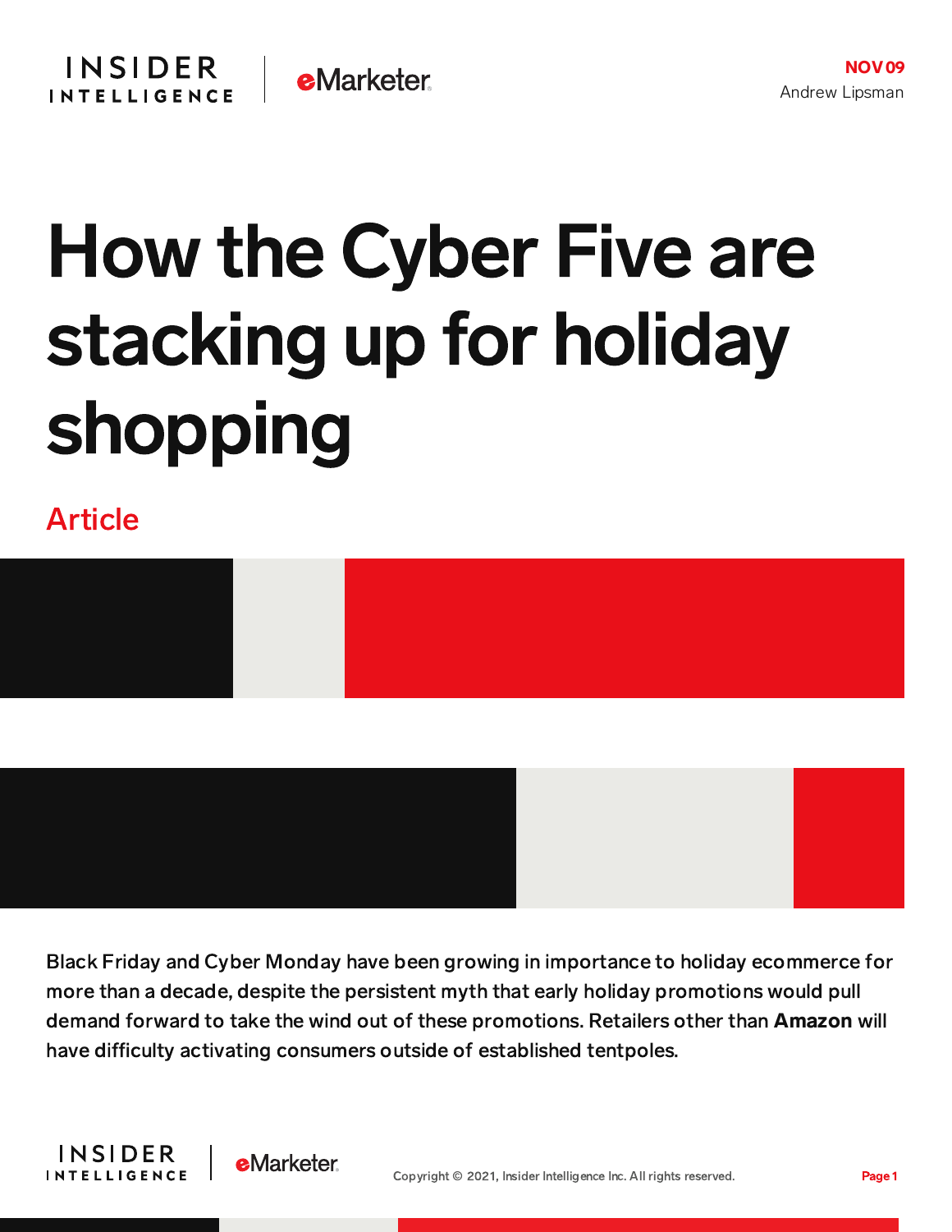NOV 09

Andrew Lipsman

# How the Cyber Five are stacking up for holiday shopping

Article

Black Friday and Cyber Monday have been growing in importance to holiday ecommerce for more than a decade, despite the persistent myth that early holiday promotions would pull demand forward to take the wind out of these promotions. Retailers other than **Amazon** will have difficulty activating consumers outside of established tentpoles.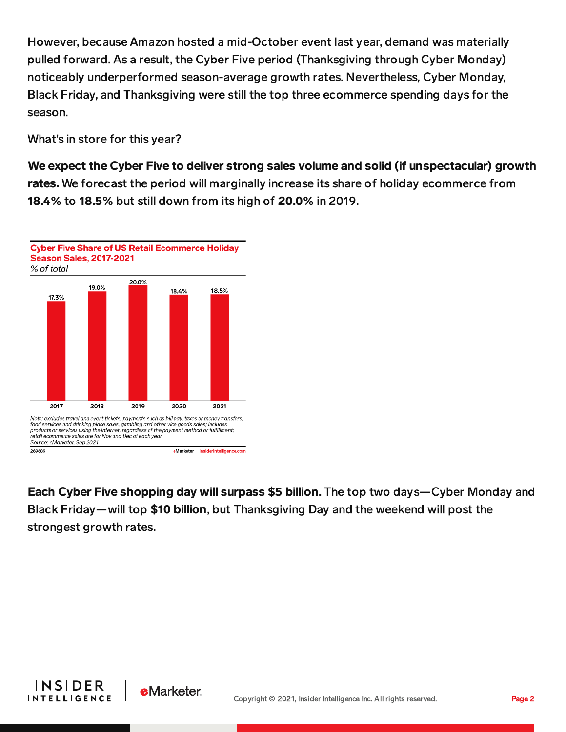However, because Amazon hosted a mid-October event last year, demand was materially pulled forward. As a result, the Cyber Five period (Thanksgiving through Cyber Monday) noticeably underperformed season-average growth rates. Nevertheless, Cyber Monday, Black Friday, and Thanksgiving were still the top three ecommerce spending days for the season.

What's in store for this year?

**We expect the Cyber Five to deliver strong sales volume and solid (if unspectacular) growth rates.** We forecast the period will marginally increase its share of holiday ecommerce from **18.4%** to **18.5%** but still down from its high of **20.0%** in 2019.

**Cyber Five Share of US Retail Ecommerce Holiday Season Sales, 2017-2021**
*% of total*

| 2017 | 2018 | 2019 | 2020 | 2021 |
|---|---|---|---|---|
| 17.3% | 19.0% | 20.0% | 18.4% | 18.5% |

*Note: excludes travel and event tickets, payments such as bill pay, taxes or money transfers, food services and drinking place sales, gambling and other vice goods sales; includes products or services using the internet, regardless of the payment method or fulfillment; retail ecommerce sales are for Nov and Dec of each year*
*Source: eMarketer, Sep 2021*

269689 eMarketer | InsiderIntelligence.com

**Each Cyber Five shopping day will surpass $5 billion.** The top two days—Cyber Monday and Black Friday—will top **$10 billion**, but Thanksgiving Day and the weekend will post the strongest growth rates.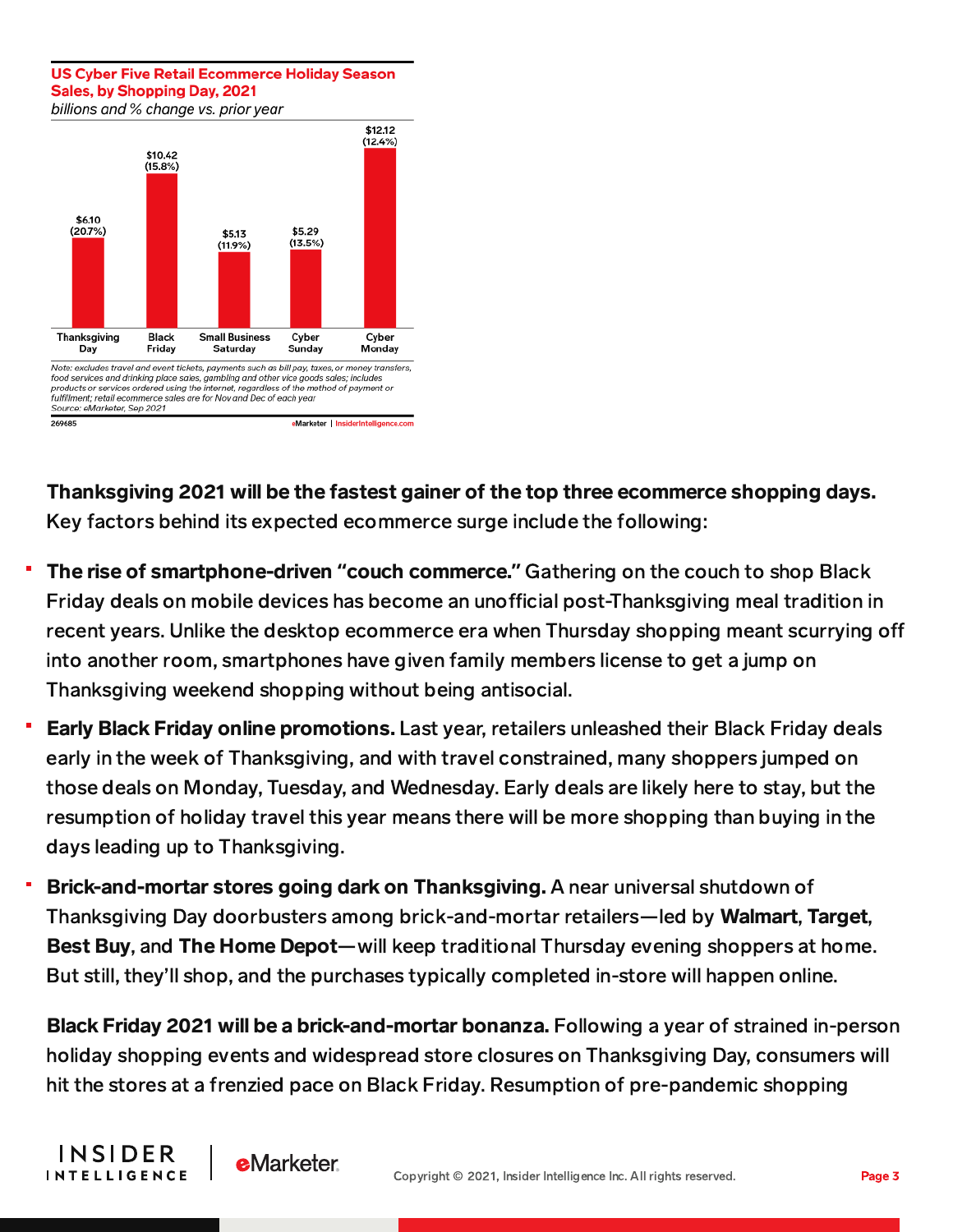**US Cyber Five Retail Ecommerce Holiday Season Sales, by Shopping Day, 2021**
*billions and % change vs. prior year*

| Shopping Day | Sales (billions) | % change vs. prior year |
|---|---|---|
| Thanksgiving Day | $6.10 | 20.7% |
| Black Friday | $10.42 | 15.8% |
| Small Business Saturday | $5.13 | 11.9% |
| Cyber Sunday | $5.29 | 13.5% |
| Cyber Monday | $12.12 | 12.4% |

*Note: excludes travel and event tickets, payments such as bill pay, taxes, or money transfers, food services and drinking place sales, gambling and other vice goods sales; includes products or services ordered using the internet, regardless of the method of payment or fulfillment; retail ecommerce sales are for Nov and Dec of each year*
*Source: eMarketer, Sep 2021*

269685 eMarketer | InsiderIntelligence.com

**Thanksgiving 2021 will be the fastest gainer of the top three ecommerce shopping days.** Key factors behind its expected ecommerce surge include the following:

- **The rise of smartphone-driven "couch commerce."** Gathering on the couch to shop Black Friday deals on mobile devices has become an unofficial post-Thanksgiving meal tradition in recent years. Unlike the desktop ecommerce era when Thursday shopping meant scurrying off into another room, smartphones have given family members license to get a jump on Thanksgiving weekend shopping without being antisocial.
- **Early Black Friday online promotions.** Last year, retailers unleashed their Black Friday deals early in the week of Thanksgiving, and with travel constrained, many shoppers jumped on those deals on Monday, Tuesday, and Wednesday. Early deals are likely here to stay, but the resumption of holiday travel this year means there will be more shopping than buying in the days leading up to Thanksgiving.
- **Brick-and-mortar stores going dark on Thanksgiving.** A near universal shutdown of Thanksgiving Day doorbusters among brick-and-mortar retailers—led by **Walmart**, **Target**, **Best Buy**, and **The Home Depot**—will keep traditional Thursday evening shoppers at home. But still, they'll shop, and the purchases typically completed in-store will happen online.

**Black Friday 2021 will be a brick-and-mortar bonanza.** Following a year of strained in-person holiday shopping events and widespread store closures on Thanksgiving Day, consumers will hit the stores at a frenzied pace on Black Friday. Resumption of pre-pandemic shopping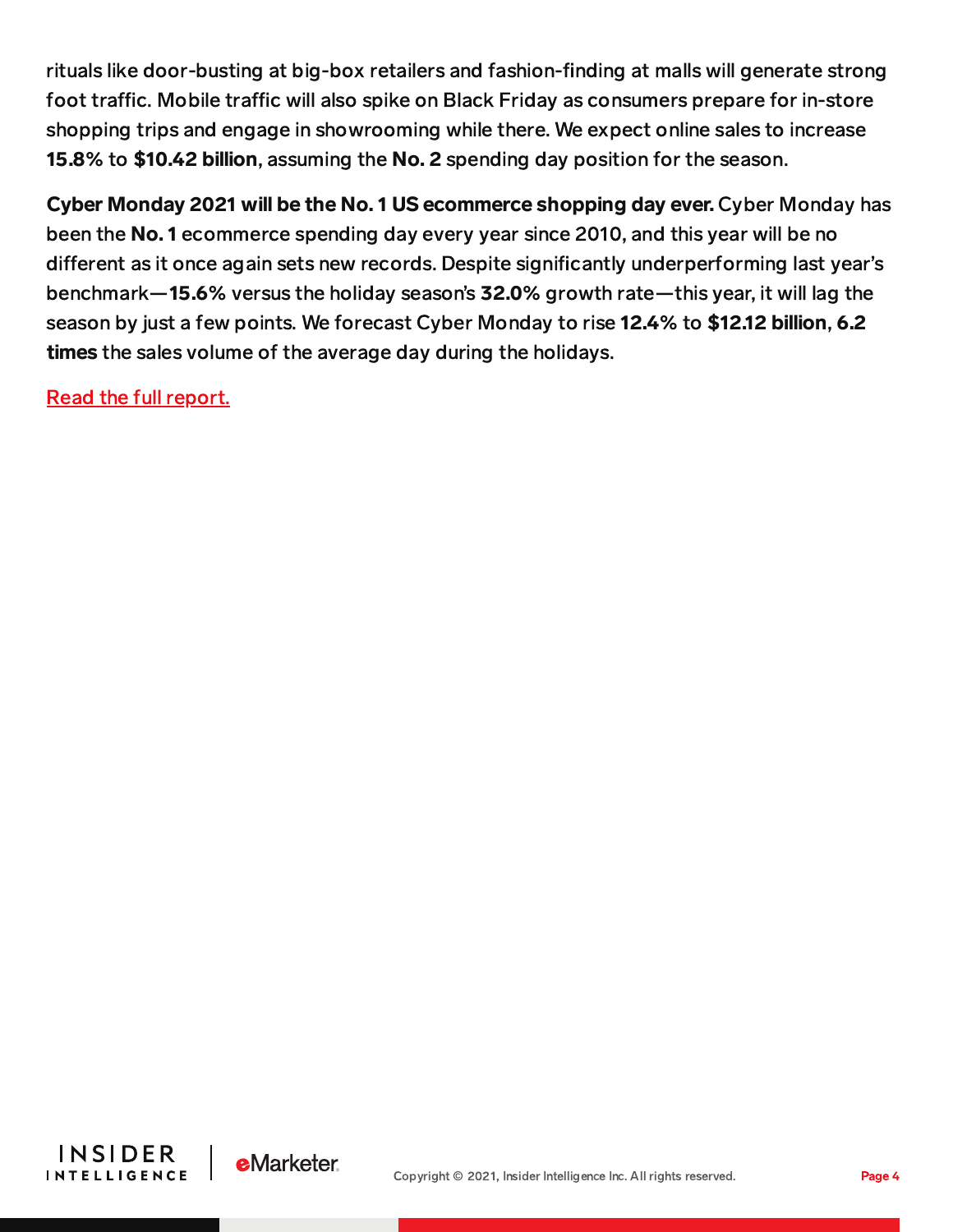rituals like door-busting at big-box retailers and fashion-finding at malls will generate strong foot traffic. Mobile traffic will also spike on Black Friday as consumers prepare for in-store shopping trips and engage in showrooming while there. We expect online sales to increase **15.8%** to **$10.42 billion**, assuming the **No. 2** spending day position for the season.

**Cyber Monday 2021 will be the No. 1 US ecommerce shopping day ever.** Cyber Monday has been the **No. 1** ecommerce spending day every year since 2010, and this year will be no different as it once again sets new records. Despite significantly underperforming last year's benchmark—**15.6%** versus the holiday season's **32.0%** growth rate—this year, it will lag the season by just a few points. We forecast Cyber Monday to rise **12.4%** to **$12.12 billion**, **6.2 times** the sales volume of the average day during the holidays.

[Read the full report.]